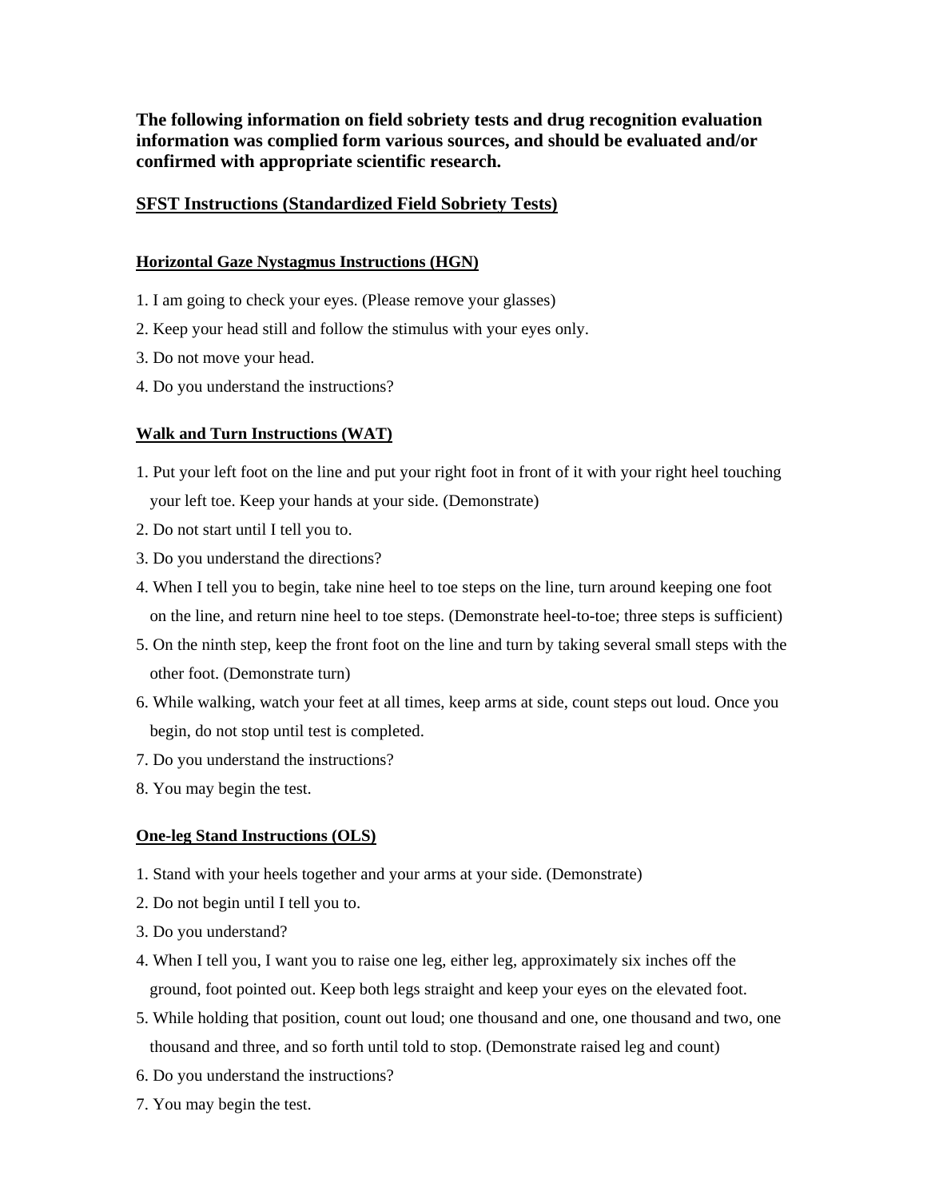**The following information on field sobriety tests and drug recognition evaluation information was complied form various sources, and should be evaluated and/or confirmed with appropriate scientific research.**

## SFST Instructions (Standardized Field Sobriety Tests)

### Horizontal Gaze Nystagmus Instructions (HGN)

1. I am going to check your eyes. (Please remove your glasses)
2. Keep your head still and follow the stimulus with your eyes only.
3. Do not move your head.
4. Do you understand the instructions?

### Walk and Turn Instructions (WAT)

1. Put your left foot on the line and put your right foot in front of it with your right heel touching your left toe. Keep your hands at your side. (Demonstrate)
2. Do not start until I tell you to.
3. Do you understand the directions?
4. When I tell you to begin, take nine heel to toe steps on the line, turn around keeping one foot on the line, and return nine heel to toe steps. (Demonstrate heel-to-toe; three steps is sufficient)
5. On the ninth step, keep the front foot on the line and turn by taking several small steps with the other foot. (Demonstrate turn)
6. While walking, watch your feet at all times, keep arms at side, count steps out loud. Once you begin, do not stop until test is completed.
7. Do you understand the instructions?
8. You may begin the test.

### One-leg Stand Instructions (OLS)

1. Stand with your heels together and your arms at your side. (Demonstrate)
2. Do not begin until I tell you to.
3. Do you understand?
4. When I tell you, I want you to raise one leg, either leg, approximately six inches off the ground, foot pointed out. Keep both legs straight and keep your eyes on the elevated foot.
5. While holding that position, count out loud; one thousand and one, one thousand and two, one thousand and three, and so forth until told to stop. (Demonstrate raised leg and count)
6. Do you understand the instructions?
7. You may begin the test.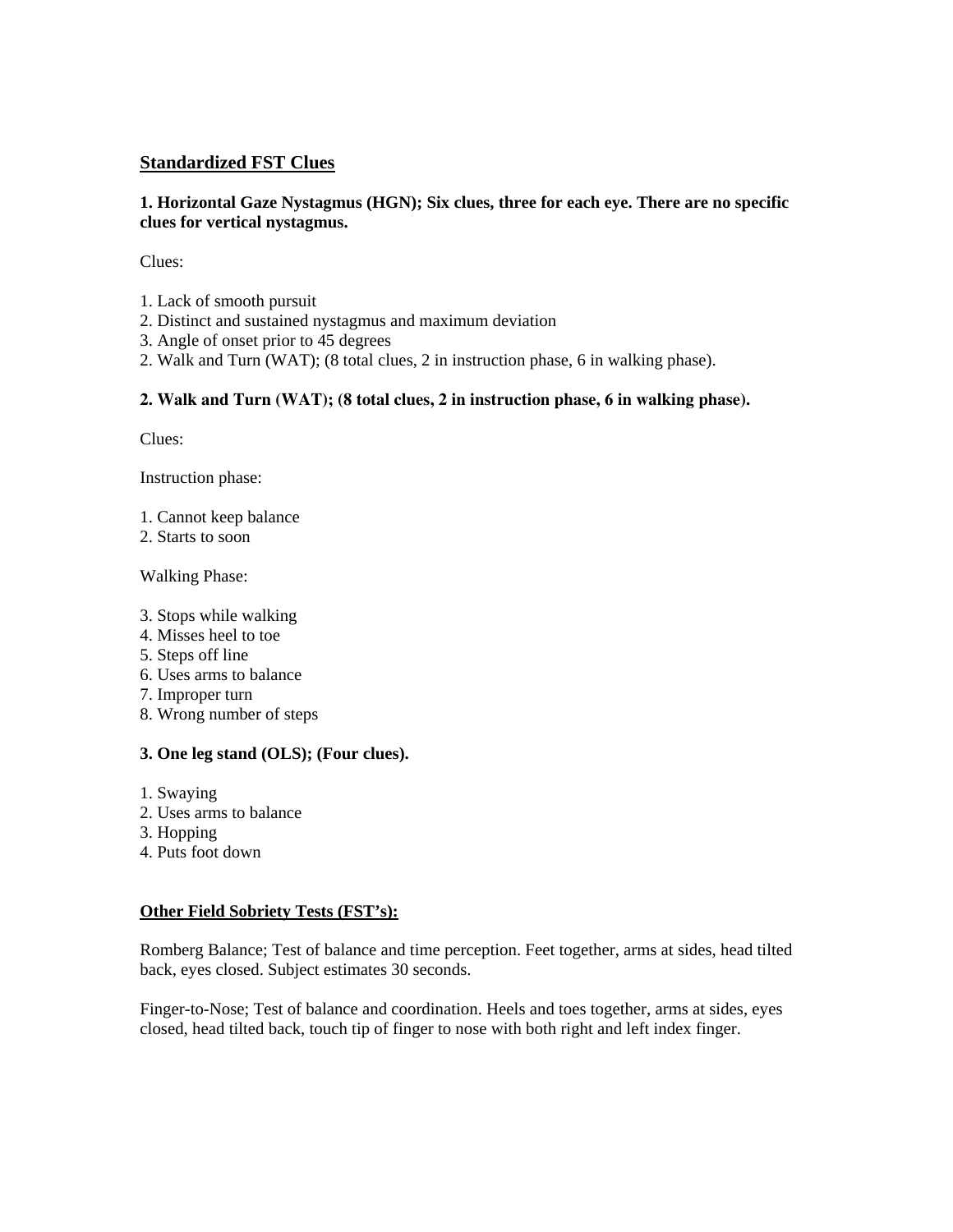## Standardized FST Clues

**1. Horizontal Gaze Nystagmus (HGN); Six clues, three for each eye. There are no specific clues for vertical nystagmus.**

Clues:

1. Lack of smooth pursuit
2. Distinct and sustained nystagmus and maximum deviation
3. Angle of onset prior to 45 degrees
2. Walk and Turn (WAT); (8 total clues, 2 in instruction phase, 6 in walking phase).

**2. Walk and Turn (WAT); (8 total clues, 2 in instruction phase, 6 in walking phase).**

Clues:

Instruction phase:

1. Cannot keep balance
2. Starts to soon

Walking Phase:

3. Stops while walking
4. Misses heel to toe
5. Steps off line
6. Uses arms to balance
7. Improper turn
8. Wrong number of steps

**3. One leg stand (OLS); (Four clues).**

1. Swaying
2. Uses arms to balance
3. Hopping
4. Puts foot down

## Other Field Sobriety Tests (FST's):

Romberg Balance; Test of balance and time perception. Feet together, arms at sides, head tilted back, eyes closed. Subject estimates 30 seconds.

Finger-to-Nose; Test of balance and coordination. Heels and toes together, arms at sides, eyes closed, head tilted back, touch tip of finger to nose with both right and left index finger.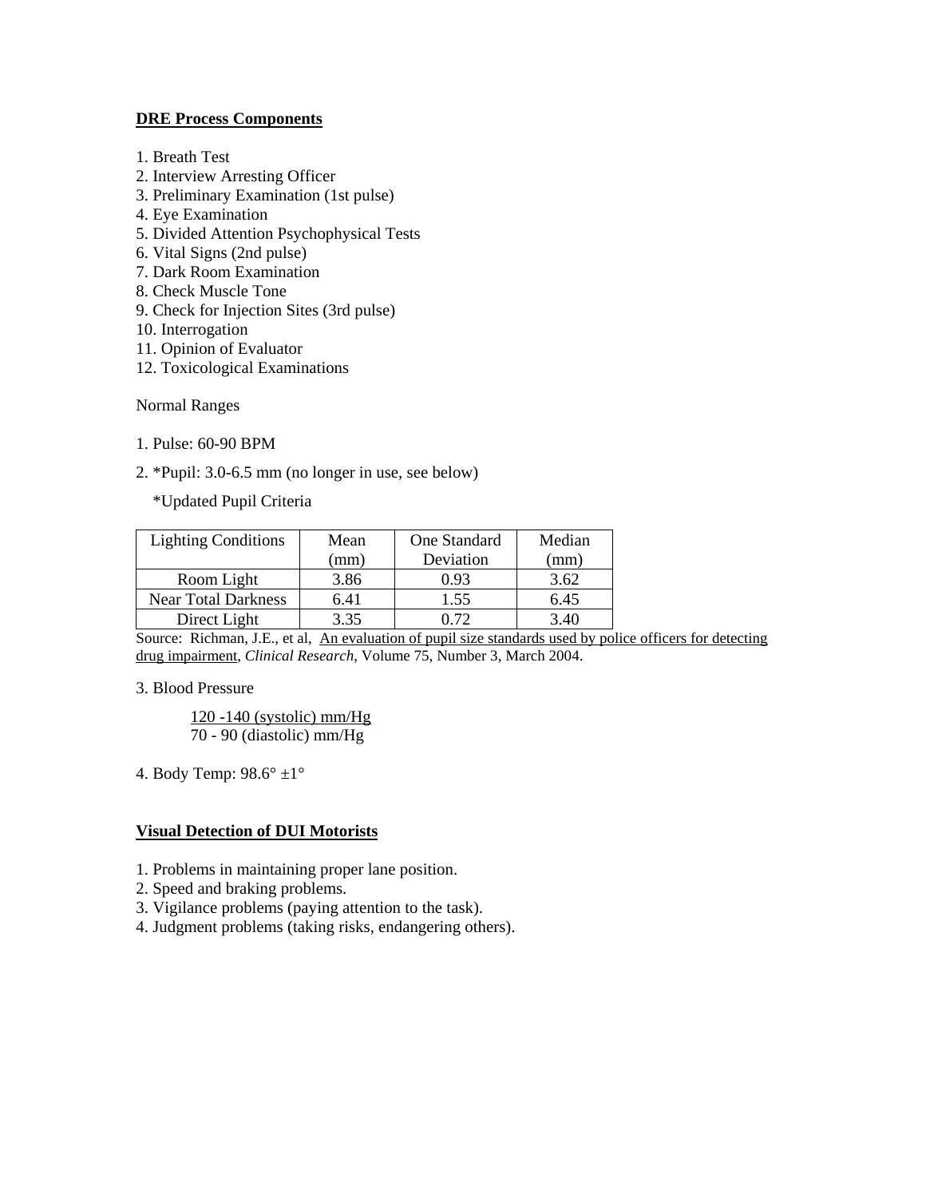## DRE Process Components

1. Breath Test
2. Interview Arresting Officer
3. Preliminary Examination (1st pulse)
4. Eye Examination
5. Divided Attention Psychophysical Tests
6. Vital Signs (2nd pulse)
7. Dark Room Examination
8. Check Muscle Tone
9. Check for Injection Sites (3rd pulse)
10. Interrogation
11. Opinion of Evaluator
12. Toxicological Examinations

Normal Ranges

1. Pulse: 60-90 BPM

2. *Pupil: 3.0-6.5 mm (no longer in use, see below)

   *Updated Pupil Criteria

| Lighting Conditions | Mean (mm) | One Standard Deviation | Median (mm) |
|---|---|---|---|
| Room Light | 3.86 | 0.93 | 3.62 |
| Near Total Darkness | 6.41 | 1.55 | 6.45 |
| Direct Light | 3.35 | 0.72 | 3.40 |

Source: Richman, J.E., et al, An evaluation of pupil size standards used by police officers for detecting drug impairment, *Clinical Research*, Volume 75, Number 3, March 2004.

3. Blood Pressure

   120 -140 (systolic) mm/Hg
   70 - 90 (diastolic) mm/Hg

4. Body Temp: 98.6° ±1°

## Visual Detection of DUI Motorists

1. Problems in maintaining proper lane position.
2. Speed and braking problems.
3. Vigilance problems (paying attention to the task).
4. Judgment problems (taking risks, endangering others).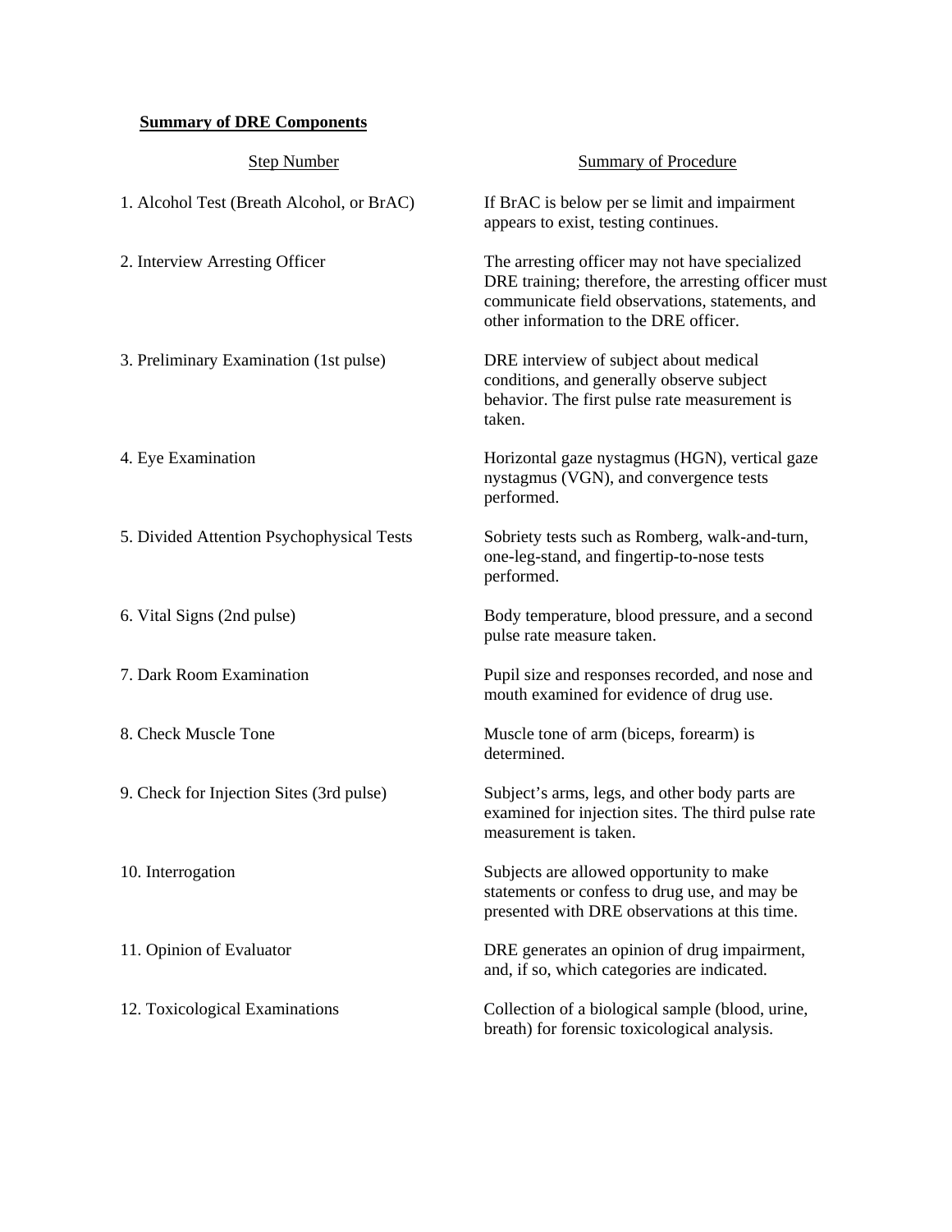**Summary of DRE Components**

| Step Number | Summary of Procedure |
| --- | --- |
| 1. Alcohol Test (Breath Alcohol, or BrAC) | If BrAC is below per se limit and impairment appears to exist, testing continues. |
| 2. Interview Arresting Officer | The arresting officer may not have specialized DRE training; therefore, the arresting officer must communicate field observations, statements, and other information to the DRE officer. |
| 3. Preliminary Examination (1st pulse) | DRE interview of subject about medical conditions, and generally observe subject behavior. The first pulse rate measurement is taken. |
| 4. Eye Examination | Horizontal gaze nystagmus (HGN), vertical gaze nystagmus (VGN), and convergence tests performed. |
| 5. Divided Attention Psychophysical Tests | Sobriety tests such as Romberg, walk-and-turn, one-leg-stand, and fingertip-to-nose tests performed. |
| 6. Vital Signs (2nd pulse) | Body temperature, blood pressure, and a second pulse rate measure taken. |
| 7. Dark Room Examination | Pupil size and responses recorded, and nose and mouth examined for evidence of drug use. |
| 8. Check Muscle Tone | Muscle tone of arm (biceps, forearm) is determined. |
| 9. Check for Injection Sites (3rd pulse) | Subject's arms, legs, and other body parts are examined for injection sites. The third pulse rate measurement is taken. |
| 10. Interrogation | Subjects are allowed opportunity to make statements or confess to drug use, and may be presented with DRE observations at this time. |
| 11. Opinion of Evaluator | DRE generates an opinion of drug impairment, and, if so, which categories are indicated. |
| 12. Toxicological Examinations | Collection of a biological sample (blood, urine, breath) for forensic toxicological analysis. |